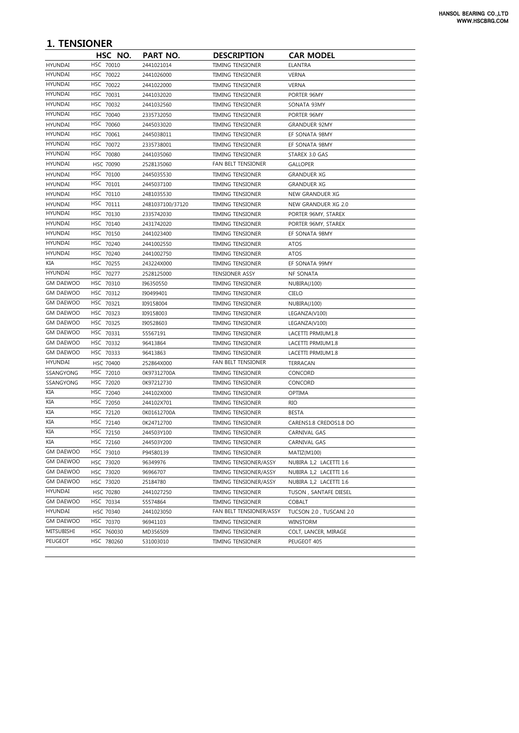# 1. TENSIONER

| | HSC NO. | PART NO. | DESCRIPTION | CAR MODEL |
|---|---|---|---|---|
| HYUNDAI | HSC 70010 | 2441021014 | TIMING TENSIONER | ELANTRA |
| HYUNDAI | HSC 70022 | 2441026000 | TIMING TENSIONER | VERNA |
| HYUNDAI | HSC 70022 | 2441022000 | TIMING TENSIONER | VERNA |
| HYUNDAI | HSC 70031 | 2441032020 | TIMING TENSIONER | PORTER 96MY |
| HYUNDAI | HSC 70032 | 2441032560 | TIMING TENSIONER | SONATA 93MY |
| HYUNDAI | HSC 70040 | 2335732050 | TIMING TENSIONER | PORTER 96MY |
| HYUNDAI | HSC 70060 | 2445033020 | TIMING TENSIONER | GRANDUER 92MY |
| HYUNDAI | HSC 70061 | 2445038011 | TIMING TENSIONER | EF SONATA 98MY |
| HYUNDAI | HSC 70072 | 2335738001 | TIMING TENSIONER | EF SONATA 98MY |
| HYUNDAI | HSC 70080 | 2441035060 | TIMING TENSIONER | STAREX 3.0 GAS |
| HYUNDAI | HSC 70090 | 2528135060 | FAN BELT TENSIONER | GALLOPER |
| HYUNDAI | HSC 70100 | 2445035530 | TIMING TENSIONER | GRANDUER XG |
| HYUNDAI | HSC 70101 | 2445037100 | TIMING TENSIONER | GRANDUER XG |
| HYUNDAI | HSC 70110 | 2481035530 | TIMING TENSIONER | NEW GRANDUER XG |
| HYUNDAI | HSC 70111 | 2481037100/37120 | TIMING TENSIONER | NEW GRANDUER XG 2.0 |
| HYUNDAI | HSC 70130 | 2335742030 | TIMING TENSIONER | PORTER 96MY, STAREX |
| HYUNDAI | HSC 70140 | 2431742020 | TIMING TENSIONER | PORTER 96MY, STAREX |
| HYUNDAI | HSC 70150 | 2441023400 | TIMING TENSIONER | EF SONATA 98MY |
| HYUNDAI | HSC 70240 | 2441002550 | TIMING TENSIONER | ATOS |
| HYUNDAI | HSC 70240 | 2441002750 | TIMING TENSIONER | ATOS |
| KIA | HSC 70255 | 243224X000 | TIMING TENSIONER | EF SONATA 99MY |
| HYUNDAI | HSC 70277 | 2528125000 | TENSIONER ASSY | NF SONATA |
| GM DAEWOO | HSC 70310 | I96350550 | TIMING TENSIONER | NUBIRA(J100) |
| GM DAEWOO | HSC 70312 | I90499401 | TIMING TENSIONER | CIELO |
| GM DAEWOO | HSC 70321 | I09158004 | TIMING TENSIONER | NUBIRA(J100) |
| GM DAEWOO | HSC 70323 | I09158003 | TIMING TENSIONER | LEGANZA(V100) |
| GM DAEWOO | HSC 70325 | I90528603 | TIMING TENSIONER | LEGANZA(V100) |
| GM DAEWOO | HSC 70331 | 55567191 | TIMING TENSIONER | LACETTI PRMIUM1.8 |
| GM DAEWOO | HSC 70332 | 96413864 | TIMING TENSIONER | LACETTI PRMIUM1.8 |
| GM DAEWOO | HSC 70333 | 96413863 | TIMING TENSIONER | LACETTI PRMIUM1.8 |
| HYUNDAI | HSC 70400 | 252864X000 | FAN BELT TENSIONER | TERRACAN |
| SSANGYONG | HSC 72010 | 0K97312700A | TIMING TENSIONER | CONCORD |
| SSANGYONG | HSC 72020 | 0K97212730 | TIMING TENSIONER | CONCORD |
| KIA | HSC 72040 | 244102X000 | TIMING TENSIONER | OPTIMA |
| KIA | HSC 72050 | 244102X701 | TIMING TENSIONER | RIO |
| KIA | HSC 72120 | 0K01612700A | TIMING TENSIONER | BESTA |
| KIA | HSC 72140 | 0K24712700 | TIMING TENSIONER | CARENS1.8 CREDOS1.8 DO |
| KIA | HSC 72150 | 244503Y100 | TIMING TENSIONER | CARNIVAL GAS |
| KIA | HSC 72160 | 244503Y200 | TIMING TENSIONER | CARNIVAL GAS |
| GM DAEWOO | HSC 73010 | P94580139 | TIMING TENSIONER | MATIZ(M100) |
| GM DAEWOO | HSC 73020 | 96349976 | TIMING TENSIONER/ASSY | NUBIRA 1,2 LACETTI 1.6 |
| GM DAEWOO | HSC 73020 | 96966707 | TIMING TENSIONER/ASSY | NUBIRA 1,2 LACETTI 1.6 |
| GM DAEWOO | HSC 73020 | 25184780 | TIMING TENSIONER/ASSY | NUBIRA 1,2 LACETTI 1.6 |
| HYUNDAI | HSC 70280 | 2441027250 | TIMING TENSIONER | TUSON , SANTAFE DIESEL |
| GM DAEWOO | HSC 70334 | 55574864 | TIMING TENSIONER | COBALT |
| HYUNDAI | HSC 70340 | 2441023050 | FAN BELT TENSIONER/ASSY | TUCSON 2.0 , TUSCANI 2.0 |
| GM DAEWOO | HSC 70370 | 96941103 | TIMING TENSIONER | WINSTORM |
| MITSUBISHI | HSC 760030 | MD356509 | TIMING TENSIONER | COLT, LANCER, MIRAGE |
| PEUGEOT | HSC 780260 | 531003010 | TIMING TENSIONER | PEUGEOT 405 |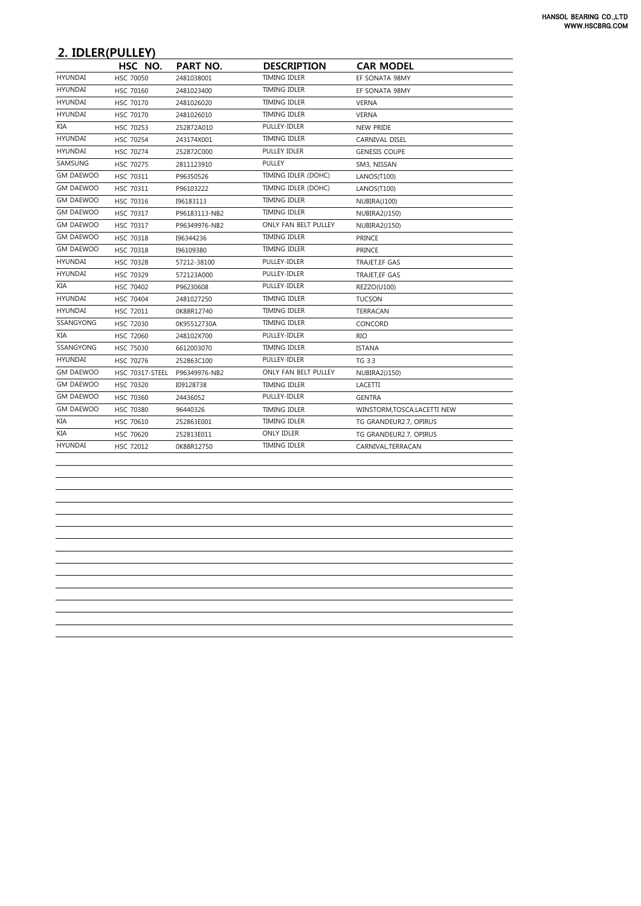## 2. IDLER(PULLEY)

| | HSC NO. | PART NO. | DESCRIPTION | CAR MODEL |
|---|---|---|---|---|
| HYUNDAI | HSC 70050 | 2481038001 | TIMING IDLER | EF SONATA 98MY |
| HYUNDAI | HSC 70160 | 2481023400 | TIMING IDLER | EF SONATA 98MY |
| HYUNDAI | HSC 70170 | 2481026020 | TIMING IDLER | VERNA |
| HYUNDAI | HSC 70170 | 2481026010 | TIMING IDLER | VERNA |
| KIA | HSC 70253 | 252872A010 | PULLEY-IDLER | NEW PRIDE |
| HYUNDAI | HSC 70254 | 243174X001 | TIMING IDLER | CARNIVAL DISEL |
| HYUNDAI | HSC 70274 | 252872C000 | PULLEY IDLER | GENESIS COUPE |
| SAMSUNG | HSC 70275 | 2811123910 | PULLEY | SM3, NISSAN |
| GM DAEWOO | HSC 70311 | P96350526 | TIMING IDLER (DOHC) | LANOS(T100) |
| GM DAEWOO | HSC 70311 | P96103222 | TIMING IDLER (DOHC) | LANOS(T100) |
| GM DAEWOO | HSC 70316 | I96183113 | TIMING IDLER | NUBIRA(J100) |
| GM DAEWOO | HSC 70317 | P96183113-NB2 | TIMING IDLER | NUBIRA2(J150) |
| GM DAEWOO | HSC 70317 | P96349976-NB2 | ONLY FAN BELT PULLEY | NUBIRA2(J150) |
| GM DAEWOO | HSC 70318 | I96344236 | TIMING IDLER | PRINCE |
| GM DAEWOO | HSC 70318 | I96109380 | TIMING IDLER | PRINCE |
| HYUNDAI | HSC 70328 | 57212-38100 | PULLEY-IDLER | TRAJET,EF GAS |
| HYUNDAI | HSC 70329 | 572123A000 | PULLEY-IDLER | TRAJET,EF GAS |
| KIA | HSC 70402 | P96230608 | PULLEY-IDLER | REZZO(U100) |
| HYUNDAI | HSC 70404 | 2481027250 | TIMING IDLER | TUCSON |
| HYUNDAI | HSC 72011 | 0K88R12740 | TIMING IDLER | TERRACAN |
| SSANGYONG | HSC 72030 | 0K95512730A | TIMING IDLER | CONCORD |
| KIA | HSC 72060 | 248102X700 | PULLEY-IDLER | RIO |
| SSANGYONG | HSC 75030 | 6612003070 | TIMING IDLER | ISTANA |
| HYUNDAI | HSC 70276 | 252863C100 | PULLEY-IDLER | TG 3.3 |
| GM DAEWOO | HSC 70317-STEEL | P96349976-NB2 | ONLY FAN BELT PULLEY | NUBIRA2(J150) |
| GM DAEWOO | HSC 70320 | I09128738 | TIMING IDLER | LACETTI |
| GM DAEWOO | HSC 70360 | 24436052 | PULLEY-IDLER | GENTRA |
| GM DAEWOO | HSC 70380 | 96440326 | TIMING IDLER | WINSTORM,TOSCA,LACETTI NEW |
| KIA | HSC 70610 | 252863E001 | TIMING IDLER | TG GRANDEUR2.7, OPIRUS |
| KIA | HSC 70620 | 252813E011 | ONLY IDLER | TG GRANDEUR2.7, OPIRUS |
| HYUNDAI | HSC 72012 | 0K88R12750 | TIMING IDLER | CARNIVAL,TERRACAN |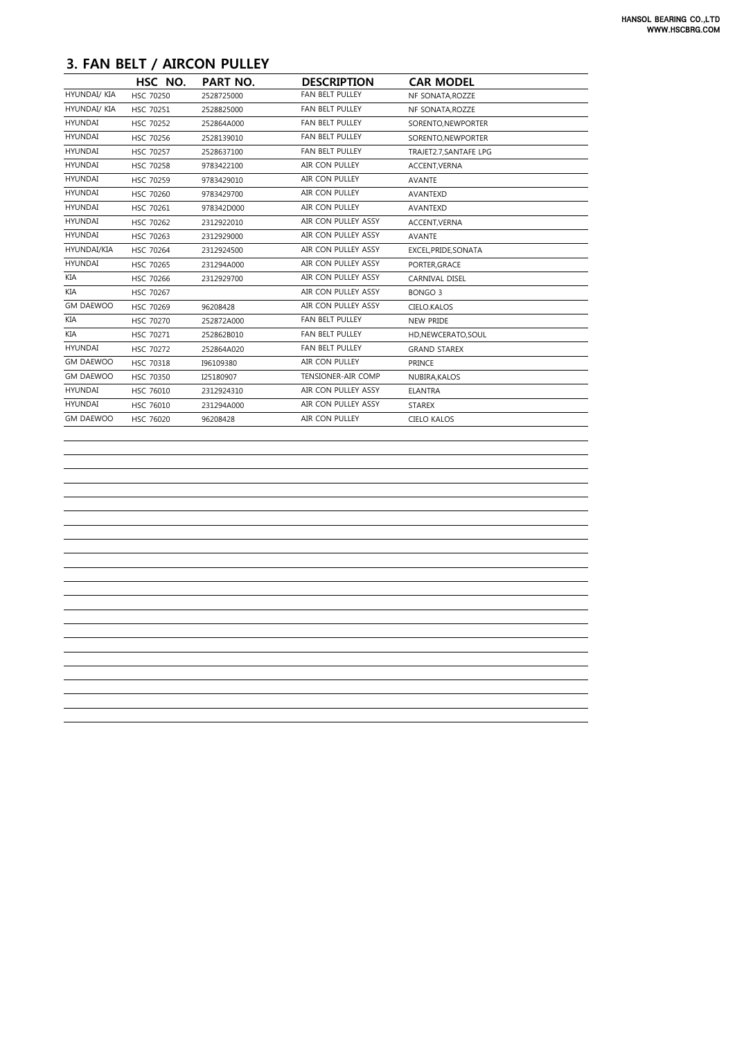## 3. FAN BELT / AIRCON PULLEY

| | HSC NO. | PART NO. | DESCRIPTION | CAR MODEL |
|---|---|---|---|---|
| HYUNDAI/ KIA | HSC 70250 | 2528725000 | FAN BELT PULLEY | NF SONATA,ROZZE |
| HYUNDAI/ KIA | HSC 70251 | 2528825000 | FAN BELT PULLEY | NF SONATA,ROZZE |
| HYUNDAI | HSC 70252 | 252864A000 | FAN BELT PULLEY | SORENTO,NEWPORTER |
| HYUNDAI | HSC 70256 | 2528139010 | FAN BELT PULLEY | SORENTO,NEWPORTER |
| HYUNDAI | HSC 70257 | 2528637100 | FAN BELT PULLEY | TRAJET2.7,SANTAFE LPG |
| HYUNDAI | HSC 70258 | 9783422100 | AIR CON PULLEY | ACCENT,VERNA |
| HYUNDAI | HSC 70259 | 9783429010 | AIR CON PULLEY | AVANTE |
| HYUNDAI | HSC 70260 | 9783429700 | AIR CON PULLEY | AVANTEXD |
| HYUNDAI | HSC 70261 | 978342D000 | AIR CON PULLEY | AVANTEXD |
| HYUNDAI | HSC 70262 | 2312922010 | AIR CON PULLEY ASSY | ACCENT,VERNA |
| HYUNDAI | HSC 70263 | 2312929000 | AIR CON PULLEY ASSY | AVANTE |
| HYUNDAI/KIA | HSC 70264 | 2312924500 | AIR CON PULLEY ASSY | EXCEL,PRIDE,SONATA |
| HYUNDAI | HSC 70265 | 231294A000 | AIR CON PULLEY ASSY | PORTER,GRACE |
| KIA | HSC 70266 | 2312929700 | AIR CON PULLEY ASSY | CARNIVAL DISEL |
| KIA | HSC 70267 | | AIR CON PULLEY ASSY | BONGO 3 |
| GM DAEWOO | HSC 70269 | 96208428 | AIR CON PULLEY ASSY | CIELO.KALOS |
| KIA | HSC 70270 | 252872A000 | FAN BELT PULLEY | NEW PRIDE |
| KIA | HSC 70271 | 252862B010 | FAN BELT PULLEY | HD,NEWCERATO,SOUL |
| HYUNDAI | HSC 70272 | 252864A020 | FAN BELT PULLEY | GRAND STAREX |
| GM DAEWOO | HSC 70318 | I96109380 | AIR CON PULLEY | PRINCE |
| GM DAEWOO | HSC 70350 | I25180907 | TENSIONER-AIR COMP | NUBIRA,KALOS |
| HYUNDAI | HSC 76010 | 2312924310 | AIR CON PULLEY ASSY | ELANTRA |
| HYUNDAI | HSC 76010 | 231294A000 | AIR CON PULLEY ASSY | STAREX |
| GM DAEWOO | HSC 76020 | 96208428 | AIR CON PULLEY | CIELO KALOS |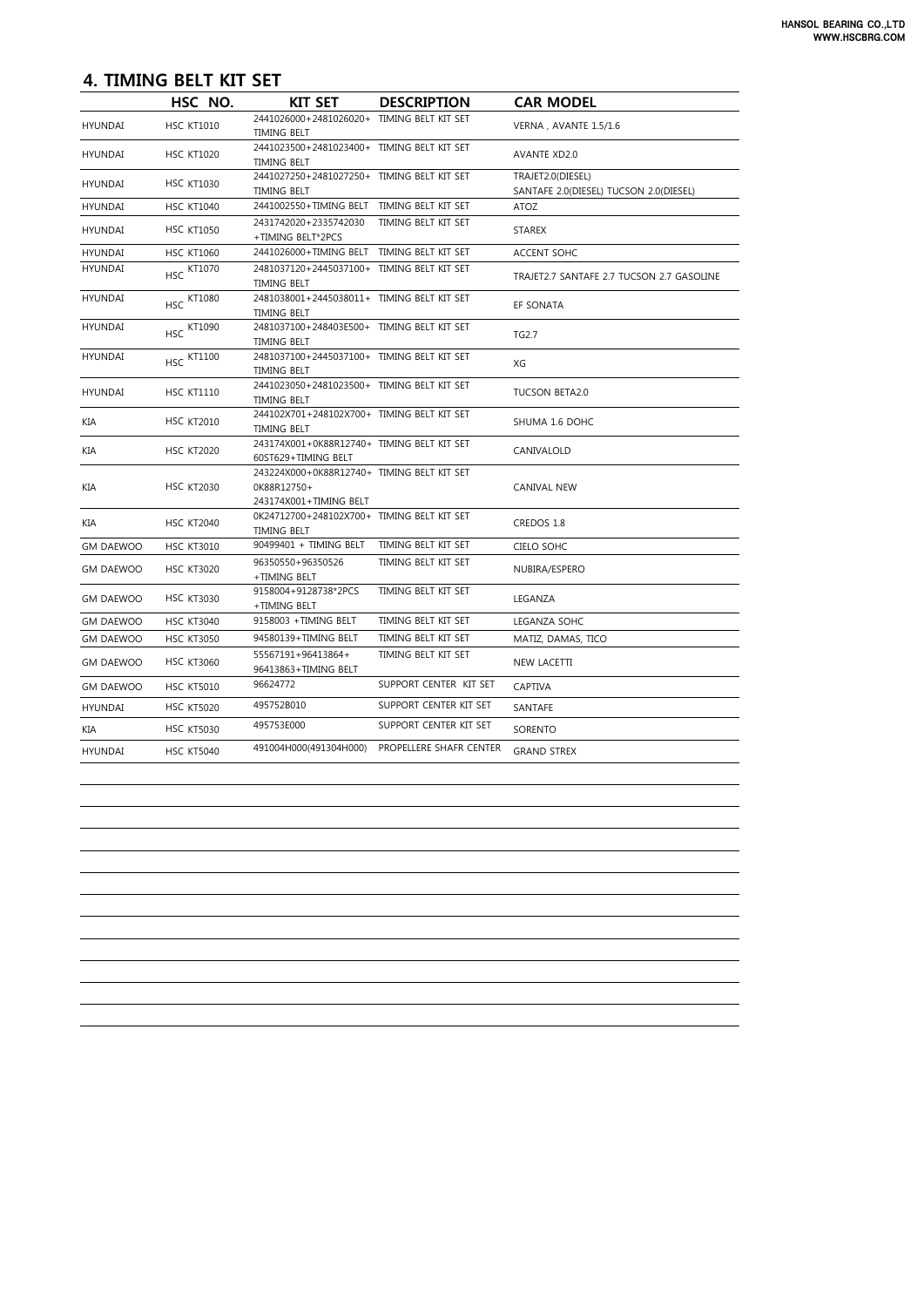## 4. TIMING BELT KIT SET

| | HSC NO. | KIT SET | DESCRIPTION | CAR MODEL |
|---|---|---|---|---|
| HYUNDAI | HSC KT1010 | 2441026000+2481026020+ TIMING BELT | TIMING BELT KIT SET | VERNA , AVANTE 1.5/1.6 |
| HYUNDAI | HSC KT1020 | 2441023500+2481023400+ TIMING BELT | TIMING BELT KIT SET | AVANTE XD2.0 |
| HYUNDAI | HSC KT1030 | 2441027250+2481027250+ TIMING BELT | TIMING BELT KIT SET | TRAJET2.0(DIESEL) SANTAFE 2.0(DIESEL) TUCSON 2.0(DIESEL) |
| HYUNDAI | HSC KT1040 | 2441002550+TIMING BELT | TIMING BELT KIT SET | ATOZ |
| HYUNDAI | HSC KT1050 | 2431742020+2335742030 +TIMING BELT*2PCS | TIMING BELT KIT SET | STAREX |
| HYUNDAI | HSC KT1060 | 2441026000+TIMING BELT | TIMING BELT KIT SET | ACCENT SOHC |
| HYUNDAI | HSC KT1070 | 2481037120+2445037100+ TIMING BELT | TIMING BELT KIT SET | TRAJET2.7 SANTAFE 2.7 TUCSON 2.7 GASOLINE |
| HYUNDAI | HSC KT1080 | 2481038001+2445038011+ TIMING BELT | TIMING BELT KIT SET | EF SONATA |
| HYUNDAI | HSC KT1090 | 2481037100+248403E500+ TIMING BELT | TIMING BELT KIT SET | TG2.7 |
| HYUNDAI | HSC KT1100 | 2481037100+2445037100+ TIMING BELT | TIMING BELT KIT SET | XG |
| HYUNDAI | HSC KT1110 | 2441023050+2481023500+ TIMING BELT | TIMING BELT KIT SET | TUCSON BETA2.0 |
| KIA | HSC KT2010 | 244102X701+248102X700+ TIMING BELT | TIMING BELT KIT SET | SHUMA 1.6 DOHC |
| KIA | HSC KT2020 | 243174X001+0K88R12740+ 60ST629+TIMING BELT | TIMING BELT KIT SET | CANIVALOLD |
| KIA | HSC KT2030 | 243224X000+0K88R12740+ 0K88R12750+ 243174X001+TIMING BELT | TIMING BELT KIT SET | CANIVAL NEW |
| KIA | HSC KT2040 | 0K24712700+248102X700+ TIMING BELT | TIMING BELT KIT SET | CREDOS 1.8 |
| GM DAEWOO | HSC KT3010 | 90499401 + TIMING BELT | TIMING BELT KIT SET | CIELO SOHC |
| GM DAEWOO | HSC KT3020 | 96350550+96350526 +TIMING BELT | TIMING BELT KIT SET | NUBIRA/ESPERO |
| GM DAEWOO | HSC KT3030 | 9158004+9128738*2PCS +TIMING BELT | TIMING BELT KIT SET | LEGANZA |
| GM DAEWOO | HSC KT3040 | 9158003 +TIMING BELT | TIMING BELT KIT SET | LEGANZA SOHC |
| GM DAEWOO | HSC KT3050 | 94580139+TIMING BELT | TIMING BELT KIT SET | MATIZ, DAMAS, TICO |
| GM DAEWOO | HSC KT3060 | 55567191+96413864+ 96413863+TIMING BELT | TIMING BELT KIT SET | NEW LACETTI |
| GM DAEWOO | HSC KT5010 | 96624772 | SUPPORT CENTER KIT SET | CAPTIVA |
| HYUNDAI | HSC KT5020 | 495752B010 | SUPPORT CENTER KIT SET | SANTAFE |
| KIA | HSC KT5030 | 495753E000 | SUPPORT CENTER KIT SET | SORENTO |
| HYUNDAI | HSC KT5040 | 491004H000(491304H000) | PROPELLERE SHAFR CENTER | GRAND STREX |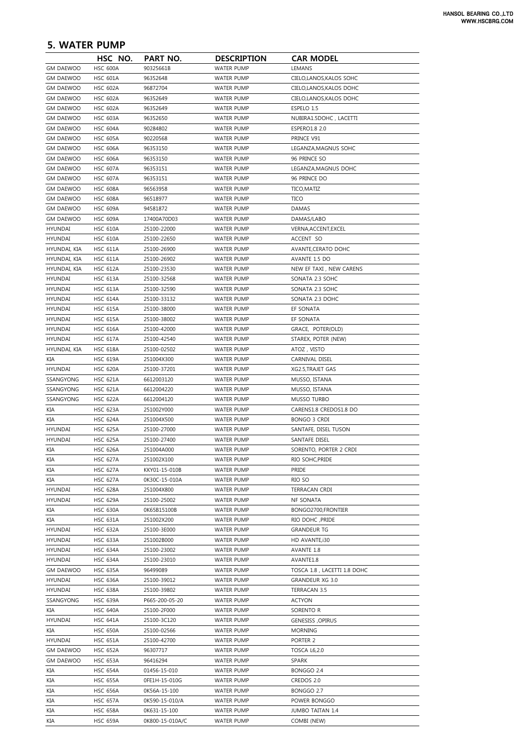## 5. WATER PUMP

| | HSC NO. | PART NO. | DESCRIPTION | CAR MODEL |
|---|---|---|---|---|
| GM DAEWOO | HSC 600A | 90325661B | WATER PUMP | LEMANS |
| GM DAEWOO | HSC 601A | 96352648 | WATER PUMP | CIELO,LANOS,KALOS SOHC |
| GM DAEWOO | HSC 602A | 96872704 | WATER PUMP | CIELO,LANOS,KALOS DOHC |
| GM DAEWOO | HSC 602A | 96352649 | WATER PUMP | CIELO,LANOS,KALOS DOHC |
| GM DAEWOO | HSC 602A | 96352649 | WATER PUMP | ESPELO 1.5 |
| GM DAEWOO | HSC 603A | 96352650 | WATER PUMP | NUBIRA1.5DOHC , LACETTI |
| GM DAEWOO | HSC 604A | 90284802 | WATER PUMP | ESPERO1.8 2.0 |
| GM DAEWOO | HSC 605A | 90220568 | WATER PUMP | PRINCE V91 |
| GM DAEWOO | HSC 606A | 96353150 | WATER PUMP | LEGANZA,MAGNUS SOHC |
| GM DAEWOO | HSC 606A | 96353150 | WATER PUMP | 96 PRINCE SO |
| GM DAEWOO | HSC 607A | 96353151 | WATER PUMP | LEGANZA,MAGNUS DOHC |
| GM DAEWOO | HSC 607A | 96353151 | WATER PUMP | 96 PRINCE DO |
| GM DAEWOO | HSC 608A | 96563958 | WATER PUMP | TICO,MATIZ |
| GM DAEWOO | HSC 608A | 96518977 | WATER PUMP | TICO |
| GM DAEWOO | HSC 609A | 94581872 | WATER PUMP | DAMAS |
| GM DAEWOO | HSC 609A | 17400A70D03 | WATER PUMP | DAMAS/LABO |
| HYUNDAI | HSC 610A | 25100-22000 | WATER PUMP | VERNA,ACCENT,EXCEL |
| HYUNDAI | HSC 610A | 25100-22650 | WATER PUMP | ACCENT SO |
| HYUNDAI, KIA | HSC 611A | 25100-26900 | WATER PUMP | AVANTE,CERATO DOHC |
| HYUNDAI, KIA | HSC 611A | 25100-26902 | WATER PUMP | AVANTE 1.5 DO |
| HYUNDAI, KIA | HSC 612A | 25100-23530 | WATER PUMP | NEW EF TAXI , NEW CARENS |
| HYUNDAI | HSC 613A | 25100-32568 | WATER PUMP | SONATA 2.3 SOHC |
| HYUNDAI | HSC 613A | 25100-32590 | WATER PUMP | SONATA 2.3 SOHC |
| HYUNDAI | HSC 614A | 25100-33132 | WATER PUMP | SONATA 2.3 DOHC |
| HYUNDAI | HSC 615A | 25100-38000 | WATER PUMP | EF SONATA |
| HYUNDAI | HSC 615A | 25100-38002 | WATER PUMP | EF SONATA |
| HYUNDAI | HSC 616A | 25100-42000 | WATER PUMP | GRACE, POTER(OLD) |
| HYUNDAI | HSC 617A | 25100-42540 | WATER PUMP | STAREX, POTER (NEW) |
| HYUNDAI, KIA | HSC 618A | 25100-02502 | WATER PUMP | ATOZ , VISTO |
| KIA | HSC 619A | 251004X300 | WATER PUMP | CARNIVAL DISEL |
| HYUNDAI | HSC 620A | 25100-37201 | WATER PUMP | XG2.5,TRAJET GAS |
| SSANGYONG | HSC 621A | 6612003120 | WATER PUMP | MUSSO, ISTANA |
| SSANGYONG | HSC 621A | 6612004220 | WATER PUMP | MUSSO, ISTANA |
| SSANGYONG | HSC 622A | 6612004120 | WATER PUMP | MUSSO TURBO |
| KIA | HSC 623A | 251002Y000 | WATER PUMP | CARENS1.8 CREDOS1.8 DO |
| KIA | HSC 624A | 251004X500 | WATER PUMP | BONGO 3 CRDI |
| HYUNDAI | HSC 625A | 25100-27000 | WATER PUMP | SANTAFE, DISEL TUSON |
| HYUNDAI | HSC 625A | 25100-27400 | WATER PUMP | SANTAFE DISEL |
| KIA | HSC 626A | 251004A000 | WATER PUMP | SORENTO, PORTER 2 CRDI |
| KIA | HSC 627A | 251002X100 | WATER PUMP | RIO SOHC,PRIDE |
| KIA | HSC 627A | KKY01-15-010B | WATER PUMP | PRIDE |
| KIA | HSC 627A | 0K30C-15-010A | WATER PUMP | RIO SO |
| HYUNDAI | HSC 628A | 251004X800 | WATER PUMP | TERRACAN CRDI |
| HYUNDAI | HSC 629A | 25100-25002 | WATER PUMP | NF SONATA |
| KIA | HSC 630A | 0K65B15100B | WATER PUMP | BONGO2700,FRONTIER |
| KIA | HSC 631A | 251002X200 | WATER PUMP | RIO DOHC ,PRIDE |
| HYUNDAI | HSC 632A | 25100-3E000 | WATER PUMP | GRANDEUR TG |
| HYUNDAI | HSC 633A | 251002B000 | WATER PUMP | HD AVANTE,i30 |
| HYUNDAI | HSC 634A | 25100-23002 | WATER PUMP | AVANTE 1.8 |
| HYUNDAI | HSC 634A | 25100-23010 | WATER PUMP | AVANTE1.8 |
| GM DAEWOO | HSC 635A | 96499089 | WATER PUMP | TOSCA 1.8 , LACETTI 1.8 DOHC |
| HYUNDAI | HSC 636A | 25100-39012 | WATER PUMP | GRANDEUR XG 3.0 |
| HYUNDAI | HSC 638A | 25100-39802 | WATER PUMP | TERRACAN 3.5 |
| SSANGYONG | HSC 639A | P665-200-05-20 | WATER PUMP | ACTYON |
| KIA | HSC 640A | 25100-2F000 | WATER PUMP | SORENTO R |
| HYUNDAI | HSC 641A | 25100-3C120 | WATER PUMP | GENESISS ,OPIRUS |
| KIA | HSC 650A | 25100-02566 | WATER PUMP | MORNING |
| HYUNDAI | HSC 651A | 25100-42700 | WATER PUMP | PORTER 2 |
| GM DAEWOO | HSC 652A | 96307717 | WATER PUMP | TOSCA L6,2.0 |
| GM DAEWOO | HSC 653A | 96416294 | WATER PUMP | SPARK |
| KIA | HSC 654A | 01456-15-010 | WATER PUMP | BONGGO 2.4 |
| KIA | HSC 655A | 0FE1H-15-010G | WATER PUMP | CREDOS 2.0 |
| KIA | HSC 656A | 0K56A-15-100 | WATER PUMP | BONGGO 2.7 |
| KIA | HSC 657A | 0K590-15-010/A | WATER PUMP | POWER BONGGO |
| KIA | HSC 658A | 0K631-15-100 | WATER PUMP | JUMBO TAITAN 1.4 |
| KIA | HSC 659A | 0K800-15-010A/C | WATER PUMP | COMBI (NEW) |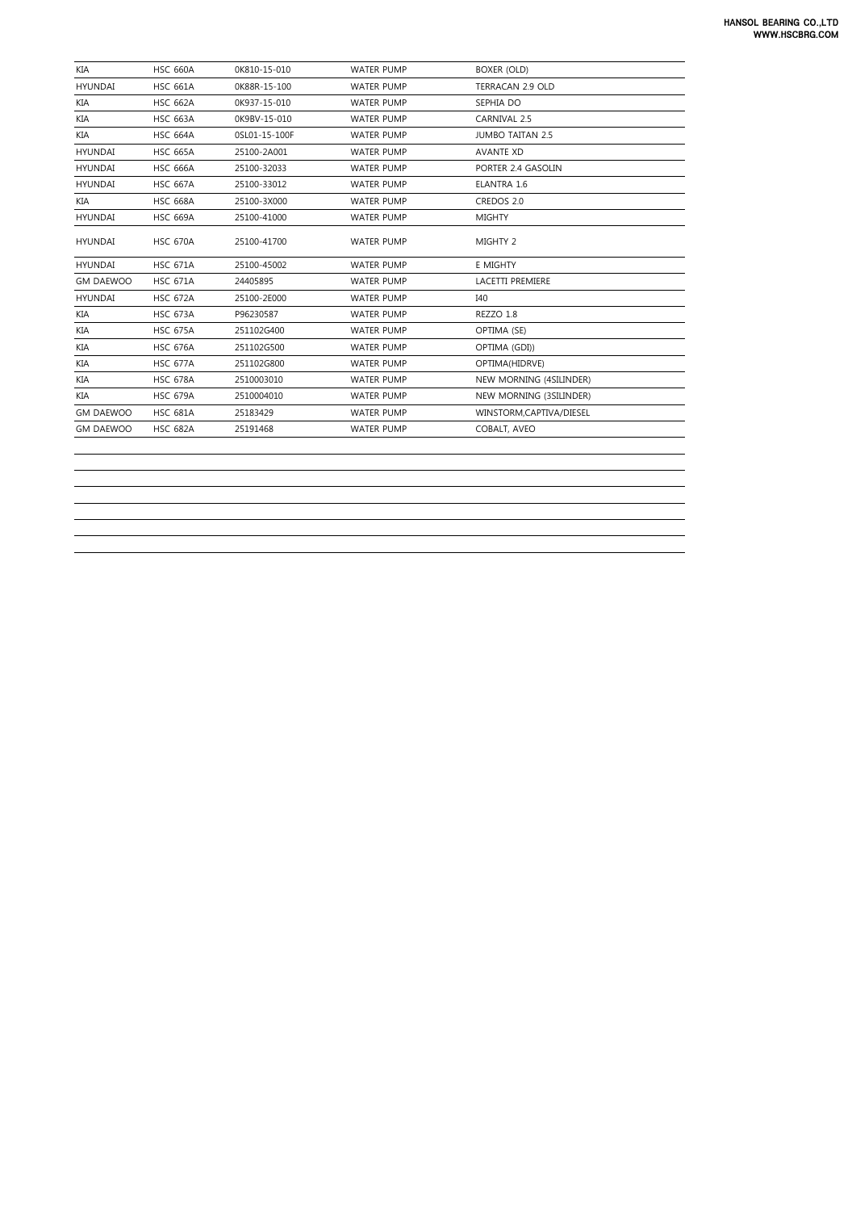| KIA | HSC 660A | 0K810-15-010 | WATER PUMP | BOXER (OLD) |
|---|---|---|---|---|
| HYUNDAI | HSC 661A | 0K88R-15-100 | WATER PUMP | TERRACAN 2.9 OLD |
| KIA | HSC 662A | 0K937-15-010 | WATER PUMP | SEPHIA DO |
| KIA | HSC 663A | 0K9BV-15-010 | WATER PUMP | CARNIVAL 2.5 |
| KIA | HSC 664A | 0SL01-15-100F | WATER PUMP | JUMBO TAITAN 2.5 |
| HYUNDAI | HSC 665A | 25100-2A001 | WATER PUMP | AVANTE XD |
| HYUNDAI | HSC 666A | 25100-32033 | WATER PUMP | PORTER 2.4 GASOLIN |
| HYUNDAI | HSC 667A | 25100-33012 | WATER PUMP | ELANTRA 1.6 |
| KIA | HSC 668A | 25100-3X000 | WATER PUMP | CREDOS 2.0 |
| HYUNDAI | HSC 669A | 25100-41000 | WATER PUMP | MIGHTY |
| HYUNDAI | HSC 670A | 25100-41700 | WATER PUMP | MIGHTY 2 |
| HYUNDAI | HSC 671A | 25100-45002 | WATER PUMP | E MIGHTY |
| GM DAEWOO | HSC 671A | 24405895 | WATER PUMP | LACETTI PREMIERE |
| HYUNDAI | HSC 672A | 25100-2E000 | WATER PUMP | I40 |
| KIA | HSC 673A | P96230587 | WATER PUMP | REZZO 1.8 |
| KIA | HSC 675A | 251102G400 | WATER PUMP | OPTIMA (SE) |
| KIA | HSC 676A | 251102G500 | WATER PUMP | OPTIMA (GDI)) |
| KIA | HSC 677A | 251102G800 | WATER PUMP | OPTIMA(HIDRVE) |
| KIA | HSC 678A | 2510003010 | WATER PUMP | NEW MORNING (4SILINDER) |
| KIA | HSC 679A | 2510004010 | WATER PUMP | NEW MORNING (3SILINDER) |
| GM DAEWOO | HSC 681A | 25183429 | WATER PUMP | WINSTORM,CAPTIVA/DIESEL |
| GM DAEWOO | HSC 682A | 25191468 | WATER PUMP | COBALT, AVEO |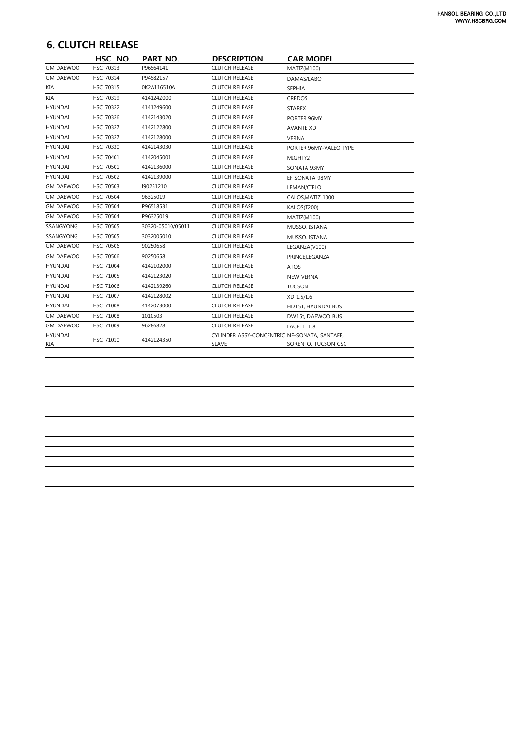## 6. CLUTCH RELEASE

| | HSC NO. | PART NO. | DESCRIPTION | CAR MODEL |
|---|---|---|---|---|
| GM DAEWOO | HSC 70313 | P96564141 | CLUTCH RELEASE | MATIZ(M100) |
| GM DAEWOO | HSC 70314 | P94582157 | CLUTCH RELEASE | DAMAS/LABO |
| KIA | HSC 70315 | 0K2A116510A | CLUTCH RELEASE | SEPHIA |
| KIA | HSC 70319 | 414124Z000 | CLUTCH RELEASE | CREDOS |
| HYUNDAI | HSC 70322 | 4141249600 | CLUTCH RELEASE | STAREX |
| HYUNDAI | HSC 70326 | 4142143020 | CLUTCH RELEASE | PORTER 96MY |
| HYUNDAI | HSC 70327 | 4142122800 | CLUTCH RELEASE | AVANTE XD |
| HYUNDAI | HSC 70327 | 4142128000 | CLUTCH RELEASE | VERNA |
| HYUNDAI | HSC 70330 | 4142143030 | CLUTCH RELEASE | PORTER 96MY-VALEO TYPE |
| HYUNDAI | HSC 70401 | 4142045001 | CLUTCH RELEASE | MIGHTY2 |
| HYUNDAI | HSC 70501 | 4142136000 | CLUTCH RELEASE | SONATA 93MY |
| HYUNDAI | HSC 70502 | 4142139000 | CLUTCH RELEASE | EF SONATA 98MY |
| GM DAEWOO | HSC 70503 | I90251210 | CLUTCH RELEASE | LEMAN/CIELO |
| GM DAEWOO | HSC 70504 | 96325019 | CLUTCH RELEASE | CALOS,MATIZ 1000 |
| GM DAEWOO | HSC 70504 | P96518531 | CLUTCH RELEASE | KALOS(T200) |
| GM DAEWOO | HSC 70504 | P96325019 | CLUTCH RELEASE | MATIZ(M100) |
| SSANGYONG | HSC 70505 | 30320-05010/05011 | CLUTCH RELEASE | MUSSO, ISTANA |
| SSANGYONG | HSC 70505 | 3032005010 | CLUTCH RELEASE | MUSSO, ISTANA |
| GM DAEWOO | HSC 70506 | 90250658 | CLUTCH RELEASE | LEGANZA(V100) |
| GM DAEWOO | HSC 70506 | 90250658 | CLUTCH RELEASE | PRINCE,LEGANZA |
| HYUNDAI | HSC 71004 | 4142102000 | CLUTCH RELEASE | ATOS |
| HYUNDAI | HSC 71005 | 4142123020 | CLUTCH RELEASE | NEW VERNA |
| HYUNDAI | HSC 71006 | 4142139260 | CLUTCH RELEASE | TUCSON |
| HYUNDAI | HSC 71007 | 4142128002 | CLUTCH RELEASE | XD 1.5/1.6 |
| HYUNDAI | HSC 71008 | 4142073000 | CLUTCH RELEASE | HD15T, HYUNDAI BUS |
| GM DAEWOO | HSC 71008 | 1010503 | CLUTCH RELEASE | DW15t, DAEWOO BUS |
| GM DAEWOO | HSC 71009 | 96286828 | CLUTCH RELEASE | LACETTI 1.8 |
| HYUNDAI KIA | HSC 71010 | 4142124350 | CYLINDER ASSY-CONCENTRIC SLAVE | NF-SONATA, SANTAFE, SORENTO, TUCSON CSC |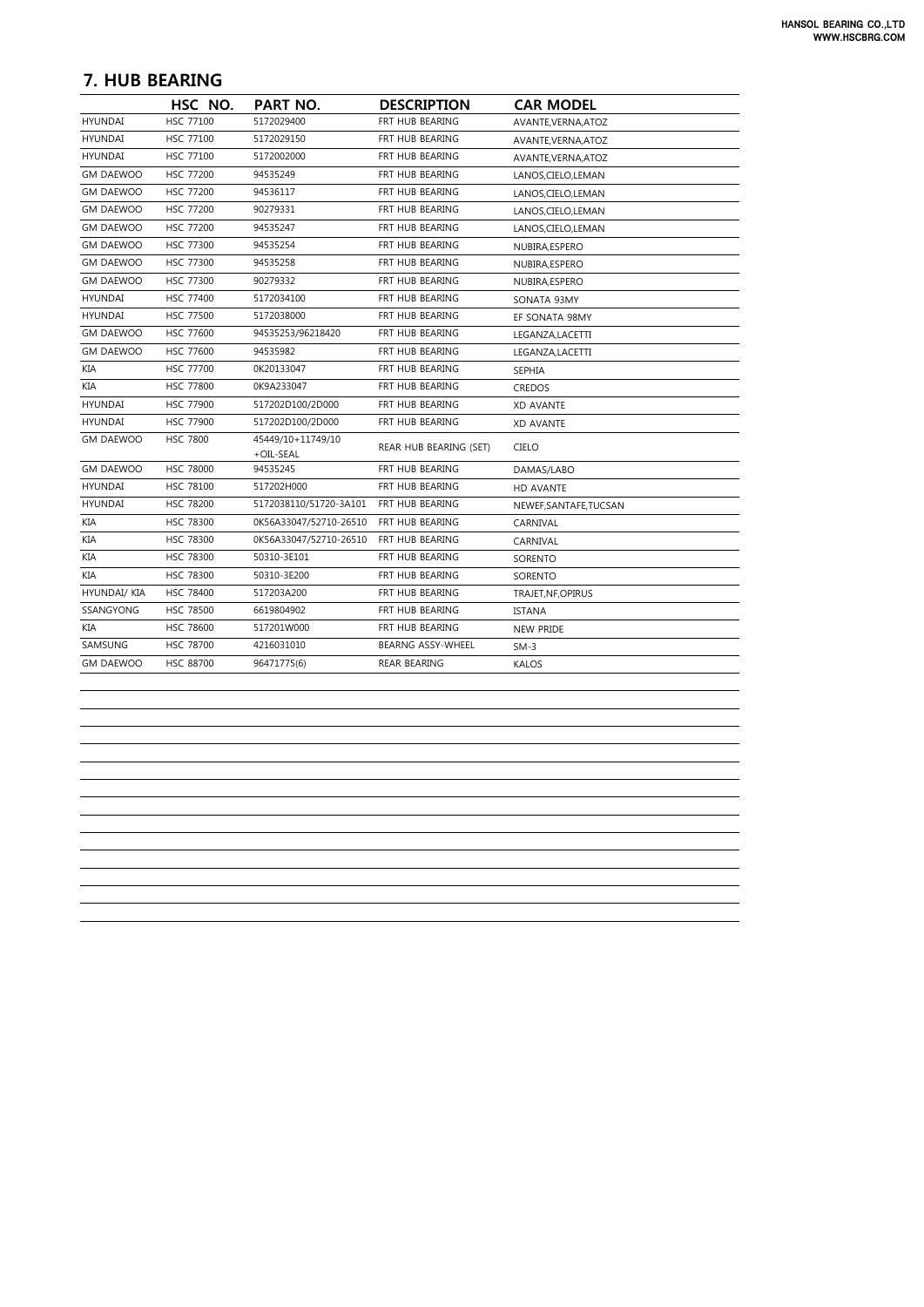## 7. HUB BEARING

| | HSC NO. | PART NO. | DESCRIPTION | CAR MODEL |
|---|---|---|---|---|
| HYUNDAI | HSC 77100 | 5172029400 | FRT HUB BEARING | AVANTE,VERNA,ATOZ |
| HYUNDAI | HSC 77100 | 5172029150 | FRT HUB BEARING | AVANTE,VERNA,ATOZ |
| HYUNDAI | HSC 77100 | 5172002000 | FRT HUB BEARING | AVANTE,VERNA,ATOZ |
| GM DAEWOO | HSC 77200 | 94535249 | FRT HUB BEARING | LANOS,CIELO,LEMAN |
| GM DAEWOO | HSC 77200 | 94536117 | FRT HUB BEARING | LANOS,CIELO,LEMAN |
| GM DAEWOO | HSC 77200 | 90279331 | FRT HUB BEARING | LANOS,CIELO,LEMAN |
| GM DAEWOO | HSC 77200 | 94535247 | FRT HUB BEARING | LANOS,CIELO,LEMAN |
| GM DAEWOO | HSC 77300 | 94535254 | FRT HUB BEARING | NUBIRA,ESPERO |
| GM DAEWOO | HSC 77300 | 94535258 | FRT HUB BEARING | NUBIRA,ESPERO |
| GM DAEWOO | HSC 77300 | 90279332 | FRT HUB BEARING | NUBIRA,ESPERO |
| HYUNDAI | HSC 77400 | 5172034100 | FRT HUB BEARING | SONATA 93MY |
| HYUNDAI | HSC 77500 | 5172038000 | FRT HUB BEARING | EF SONATA 98MY |
| GM DAEWOO | HSC 77600 | 94535253/96218420 | FRT HUB BEARING | LEGANZA,LACETTI |
| GM DAEWOO | HSC 77600 | 94535982 | FRT HUB BEARING | LEGANZA,LACETTI |
| KIA | HSC 77700 | 0K20133047 | FRT HUB BEARING | SEPHIA |
| KIA | HSC 77800 | 0K9A233047 | FRT HUB BEARING | CREDOS |
| HYUNDAI | HSC 77900 | 517202D100/2D000 | FRT HUB BEARING | XD AVANTE |
| HYUNDAI | HSC 77900 | 517202D100/2D000 | FRT HUB BEARING | XD AVANTE |
| GM DAEWOO | HSC 7800 | 45449/10+11749/10 +OIL-SEAL | REAR HUB BEARING (SET) | CIELO |
| GM DAEWOO | HSC 78000 | 94535245 | FRT HUB BEARING | DAMAS/LABO |
| HYUNDAI | HSC 78100 | 517202H000 | FRT HUB BEARING | HD AVANTE |
| HYUNDAI | HSC 78200 | 5172038110/51720-3A101 | FRT HUB BEARING | NEWEF,SANTAFE,TUCSAN |
| KIA | HSC 78300 | 0K56A33047/52710-26510 | FRT HUB BEARING | CARNIVAL |
| KIA | HSC 78300 | 0K56A33047/52710-26510 | FRT HUB BEARING | CARNIVAL |
| KIA | HSC 78300 | 50310-3E101 | FRT HUB BEARING | SORENTO |
| KIA | HSC 78300 | 50310-3E200 | FRT HUB BEARING | SORENTO |
| HYUNDAI/ KIA | HSC 78400 | 517203A200 | FRT HUB BEARING | TRAJET,NF,OPIRUS |
| SSANGYONG | HSC 78500 | 6619804902 | FRT HUB BEARING | ISTANA |
| KIA | HSC 78600 | 517201W000 | FRT HUB BEARING | NEW PRIDE |
| SAMSUNG | HSC 78700 | 4216031010 | BEARNG ASSY-WHEEL | SM-3 |
| GM DAEWOO | HSC 88700 | 96471775(6) | REAR BEARING | KALOS |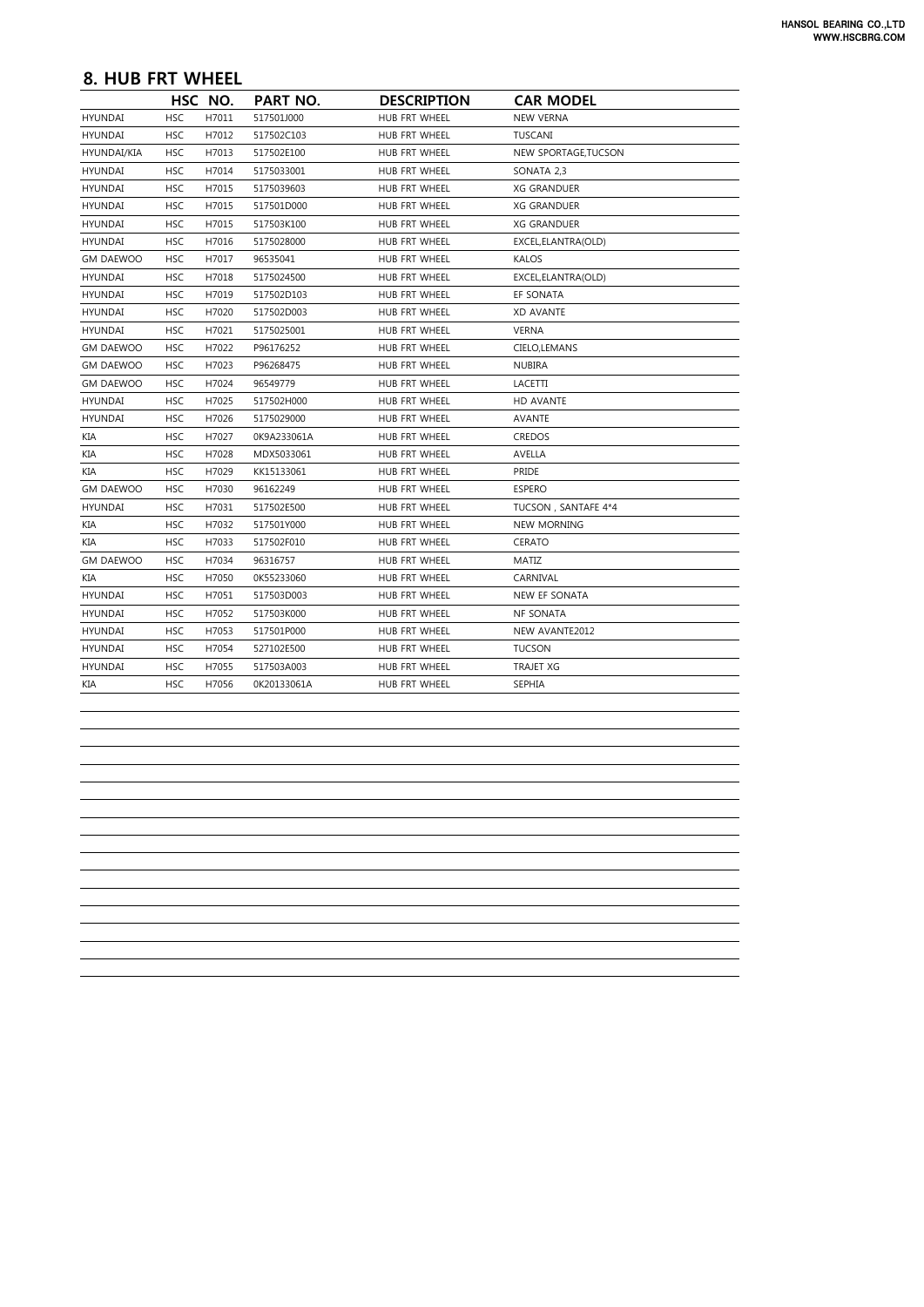## 8. HUB FRT WHEEL

| | HSC | NO. | PART NO. | DESCRIPTION | CAR MODEL |
|---|---|---|---|---|---|
| HYUNDAI | HSC | H7011 | 517501J000 | HUB FRT WHEEL | NEW VERNA |
| HYUNDAI | HSC | H7012 | 517502C103 | HUB FRT WHEEL | TUSCANI |
| HYUNDAI/KIA | HSC | H7013 | 517502E100 | HUB FRT WHEEL | NEW SPORTAGE,TUCSON |
| HYUNDAI | HSC | H7014 | 5175033001 | HUB FRT WHEEL | SONATA 2,3 |
| HYUNDAI | HSC | H7015 | 5175039603 | HUB FRT WHEEL | XG GRANDUER |
| HYUNDAI | HSC | H7015 | 517501D000 | HUB FRT WHEEL | XG GRANDUER |
| HYUNDAI | HSC | H7015 | 517503K100 | HUB FRT WHEEL | XG GRANDUER |
| HYUNDAI | HSC | H7016 | 5175028000 | HUB FRT WHEEL | EXCEL,ELANTRA(OLD) |
| GM DAEWOO | HSC | H7017 | 96535041 | HUB FRT WHEEL | KALOS |
| HYUNDAI | HSC | H7018 | 5175024500 | HUB FRT WHEEL | EXCEL,ELANTRA(OLD) |
| HYUNDAI | HSC | H7019 | 517502D103 | HUB FRT WHEEL | EF SONATA |
| HYUNDAI | HSC | H7020 | 517502D003 | HUB FRT WHEEL | XD AVANTE |
| HYUNDAI | HSC | H7021 | 5175025001 | HUB FRT WHEEL | VERNA |
| GM DAEWOO | HSC | H7022 | P96176252 | HUB FRT WHEEL | CIELO,LEMANS |
| GM DAEWOO | HSC | H7023 | P96268475 | HUB FRT WHEEL | NUBIRA |
| GM DAEWOO | HSC | H7024 | 96549779 | HUB FRT WHEEL | LACETTI |
| HYUNDAI | HSC | H7025 | 517502H000 | HUB FRT WHEEL | HD AVANTE |
| HYUNDAI | HSC | H7026 | 5175029000 | HUB FRT WHEEL | AVANTE |
| KIA | HSC | H7027 | 0K9A233061A | HUB FRT WHEEL | CREDOS |
| KIA | HSC | H7028 | MDX5033061 | HUB FRT WHEEL | AVELLA |
| KIA | HSC | H7029 | KK15133061 | HUB FRT WHEEL | PRIDE |
| GM DAEWOO | HSC | H7030 | 96162249 | HUB FRT WHEEL | ESPERO |
| HYUNDAI | HSC | H7031 | 517502E500 | HUB FRT WHEEL | TUCSON , SANTAFE 4*4 |
| KIA | HSC | H7032 | 517501Y000 | HUB FRT WHEEL | NEW MORNING |
| KIA | HSC | H7033 | 517502F010 | HUB FRT WHEEL | CERATO |
| GM DAEWOO | HSC | H7034 | 96316757 | HUB FRT WHEEL | MATIZ |
| KIA | HSC | H7050 | 0K55233060 | HUB FRT WHEEL | CARNIVAL |
| HYUNDAI | HSC | H7051 | 517503D003 | HUB FRT WHEEL | NEW EF SONATA |
| HYUNDAI | HSC | H7052 | 517503K000 | HUB FRT WHEEL | NF SONATA |
| HYUNDAI | HSC | H7053 | 517501P000 | HUB FRT WHEEL | NEW AVANTE2012 |
| HYUNDAI | HSC | H7054 | 527102E500 | HUB FRT WHEEL | TUCSON |
| HYUNDAI | HSC | H7055 | 517503A003 | HUB FRT WHEEL | TRAJET XG |
| KIA | HSC | H7056 | 0K20133061A | HUB FRT WHEEL | SEPHIA |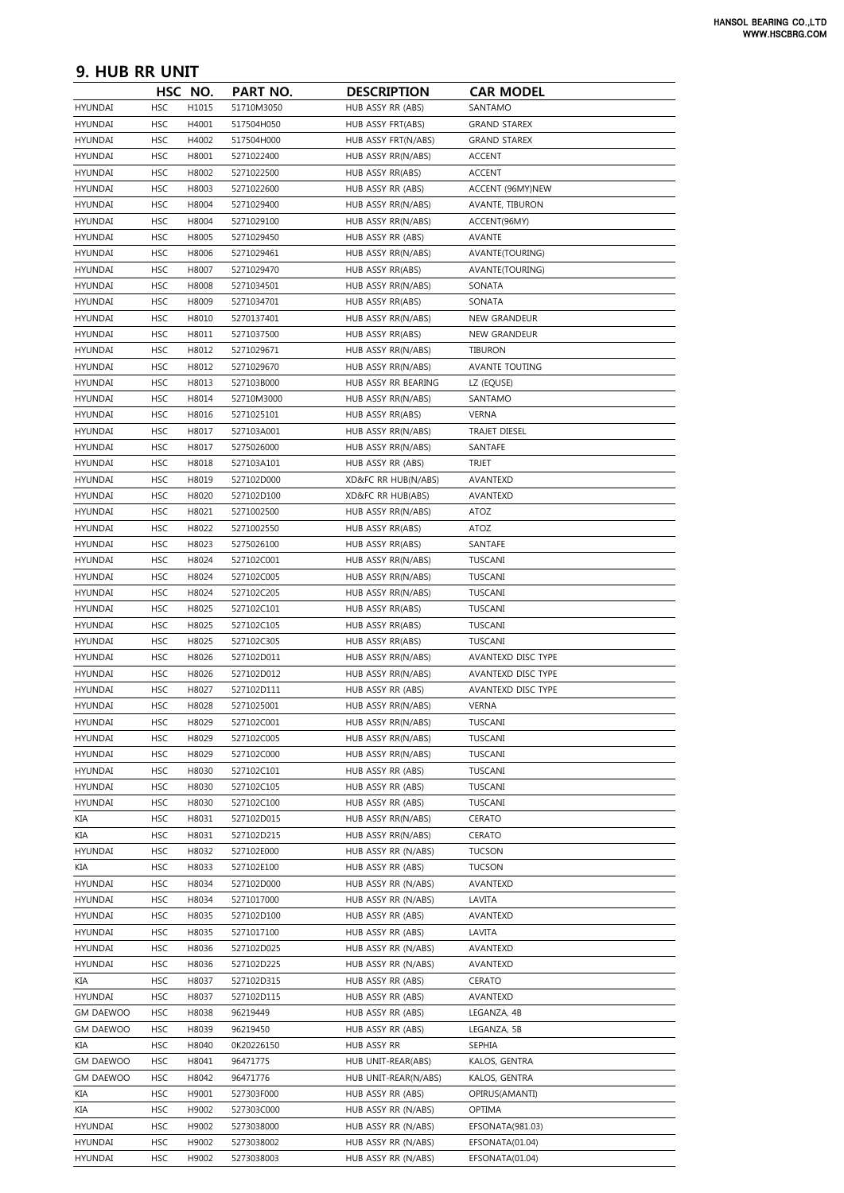## 9. HUB RR UNIT

| | HSC | NO. | PART NO. | DESCRIPTION | CAR MODEL |
|---|---|---|---|---|---|
| HYUNDAI | HSC | H1015 | 51710M3050 | HUB ASSY RR (ABS) | SANTAMO |
| HYUNDAI | HSC | H4001 | 517504H050 | HUB ASSY FRT(ABS) | GRAND STAREX |
| HYUNDAI | HSC | H4002 | 517504H000 | HUB ASSY FRT(N/ABS) | GRAND STAREX |
| HYUNDAI | HSC | H8001 | 5271022400 | HUB ASSY RR(N/ABS) | ACCENT |
| HYUNDAI | HSC | H8002 | 5271022500 | HUB ASSY RR(ABS) | ACCENT |
| HYUNDAI | HSC | H8003 | 5271022600 | HUB ASSY RR (ABS) | ACCENT (96MY)NEW |
| HYUNDAI | HSC | H8004 | 5271029400 | HUB ASSY RR(N/ABS) | AVANTE, TIBURON |
| HYUNDAI | HSC | H8004 | 5271029100 | HUB ASSY RR(N/ABS) | ACCENT(96MY) |
| HYUNDAI | HSC | H8005 | 5271029450 | HUB ASSY RR (ABS) | AVANTE |
| HYUNDAI | HSC | H8006 | 5271029461 | HUB ASSY RR(N/ABS) | AVANTE(TOURING) |
| HYUNDAI | HSC | H8007 | 5271029470 | HUB ASSY RR(ABS) | AVANTE(TOURING) |
| HYUNDAI | HSC | H8008 | 5271034501 | HUB ASSY RR(N/ABS) | SONATA |
| HYUNDAI | HSC | H8009 | 5271034701 | HUB ASSY RR(ABS) | SONATA |
| HYUNDAI | HSC | H8010 | 5270137401 | HUB ASSY RR(N/ABS) | NEW GRANDEUR |
| HYUNDAI | HSC | H8011 | 5271037500 | HUB ASSY RR(ABS) | NEW GRANDEUR |
| HYUNDAI | HSC | H8012 | 5271029671 | HUB ASSY RR(N/ABS) | TIBURON |
| HYUNDAI | HSC | H8012 | 5271029670 | HUB ASSY RR(N/ABS) | AVANTE TOUTING |
| HYUNDAI | HSC | H8013 | 527103B000 | HUB ASSY RR BEARING | LZ (EQUSE) |
| HYUNDAI | HSC | H8014 | 52710M3000 | HUB ASSY RR(N/ABS) | SANTAMO |
| HYUNDAI | HSC | H8016 | 5271025101 | HUB ASSY RR(ABS) | VERNA |
| HYUNDAI | HSC | H8017 | 527103A001 | HUB ASSY RR(N/ABS) | TRAJET DIESEL |
| HYUNDAI | HSC | H8017 | 5275026000 | HUB ASSY RR(N/ABS) | SANTAFE |
| HYUNDAI | HSC | H8018 | 527103A101 | HUB ASSY RR (ABS) | TRJET |
| HYUNDAI | HSC | H8019 | 527102D000 | XD&FC RR HUB(N/ABS) | AVANTEXD |
| HYUNDAI | HSC | H8020 | 527102D100 | XD&FC RR HUB(ABS) | AVANTEXD |
| HYUNDAI | HSC | H8021 | 5271002500 | HUB ASSY RR(N/ABS) | ATOZ |
| HYUNDAI | HSC | H8022 | 5271002550 | HUB ASSY RR(ABS) | ATOZ |
| HYUNDAI | HSC | H8023 | 5275026100 | HUB ASSY RR(ABS) | SANTAFE |
| HYUNDAI | HSC | H8024 | 527102C001 | HUB ASSY RR(N/ABS) | TUSCANI |
| HYUNDAI | HSC | H8024 | 527102C005 | HUB ASSY RR(N/ABS) | TUSCANI |
| HYUNDAI | HSC | H8024 | 527102C205 | HUB ASSY RR(N/ABS) | TUSCANI |
| HYUNDAI | HSC | H8025 | 527102C101 | HUB ASSY RR(ABS) | TUSCANI |
| HYUNDAI | HSC | H8025 | 527102C105 | HUB ASSY RR(ABS) | TUSCANI |
| HYUNDAI | HSC | H8025 | 527102C305 | HUB ASSY RR(ABS) | TUSCANI |
| HYUNDAI | HSC | H8026 | 527102D011 | HUB ASSY RR(N/ABS) | AVANTEXD DISC TYPE |
| HYUNDAI | HSC | H8026 | 527102D012 | HUB ASSY RR(N/ABS) | AVANTEXD DISC TYPE |
| HYUNDAI | HSC | H8027 | 527102D111 | HUB ASSY RR (ABS) | AVANTEXD DISC TYPE |
| HYUNDAI | HSC | H8028 | 5271025001 | HUB ASSY RR(N/ABS) | VERNA |
| HYUNDAI | HSC | H8029 | 527102C001 | HUB ASSY RR(N/ABS) | TUSCANI |
| HYUNDAI | HSC | H8029 | 527102C005 | HUB ASSY RR(N/ABS) | TUSCANI |
| HYUNDAI | HSC | H8029 | 527102C000 | HUB ASSY RR(N/ABS) | TUSCANI |
| HYUNDAI | HSC | H8030 | 527102C101 | HUB ASSY RR (ABS) | TUSCANI |
| HYUNDAI | HSC | H8030 | 527102C105 | HUB ASSY RR (ABS) | TUSCANI |
| HYUNDAI | HSC | H8030 | 527102C100 | HUB ASSY RR (ABS) | TUSCANI |
| KIA | HSC | H8031 | 527102D015 | HUB ASSY RR(N/ABS) | CERATO |
| KIA | HSC | H8031 | 527102D215 | HUB ASSY RR(N/ABS) | CERATO |
| HYUNDAI | HSC | H8032 | 527102E000 | HUB ASSY RR (N/ABS) | TUCSON |
| KIA | HSC | H8033 | 527102E100 | HUB ASSY RR (ABS) | TUCSON |
| HYUNDAI | HSC | H8034 | 527102D000 | HUB ASSY RR (N/ABS) | AVANTEXD |
| HYUNDAI | HSC | H8034 | 5271017000 | HUB ASSY RR (N/ABS) | LAVITA |
| HYUNDAI | HSC | H8035 | 527102D100 | HUB ASSY RR (ABS) | AVANTEXD |
| HYUNDAI | HSC | H8035 | 5271017100 | HUB ASSY RR (ABS) | LAVITA |
| HYUNDAI | HSC | H8036 | 527102D025 | HUB ASSY RR (N/ABS) | AVANTEXD |
| HYUNDAI | HSC | H8036 | 527102D225 | HUB ASSY RR (N/ABS) | AVANTEXD |
| KIA | HSC | H8037 | 527102D315 | HUB ASSY RR (ABS) | CERATO |
| HYUNDAI | HSC | H8037 | 527102D115 | HUB ASSY RR (ABS) | AVANTEXD |
| GM DAEWOO | HSC | H8038 | 96219449 | HUB ASSY RR (ABS) | LEGANZA, 4B |
| GM DAEWOO | HSC | H8039 | 96219450 | HUB ASSY RR (ABS) | LEGANZA, 5B |
| KIA | HSC | H8040 | 0K20226150 | HUB ASSY RR | SEPHIA |
| GM DAEWOO | HSC | H8041 | 96471775 | HUB UNIT-REAR(ABS) | KALOS, GENTRA |
| GM DAEWOO | HSC | H8042 | 96471776 | HUB UNIT-REAR(N/ABS) | KALOS, GENTRA |
| KIA | HSC | H9001 | 527303F000 | HUB ASSY RR (ABS) | OPIRUS(AMANTI) |
| KIA | HSC | H9002 | 527303C000 | HUB ASSY RR (N/ABS) | OPTIMA |
| HYUNDAI | HSC | H9002 | 5273038000 | HUB ASSY RR (N/ABS) | EFSONATA(981.03) |
| HYUNDAI | HSC | H9002 | 5273038002 | HUB ASSY RR (N/ABS) | EFSONATA(01.04) |
| HYUNDAI | HSC | H9002 | 5273038003 | HUB ASSY RR (N/ABS) | EFSONATA(01.04) |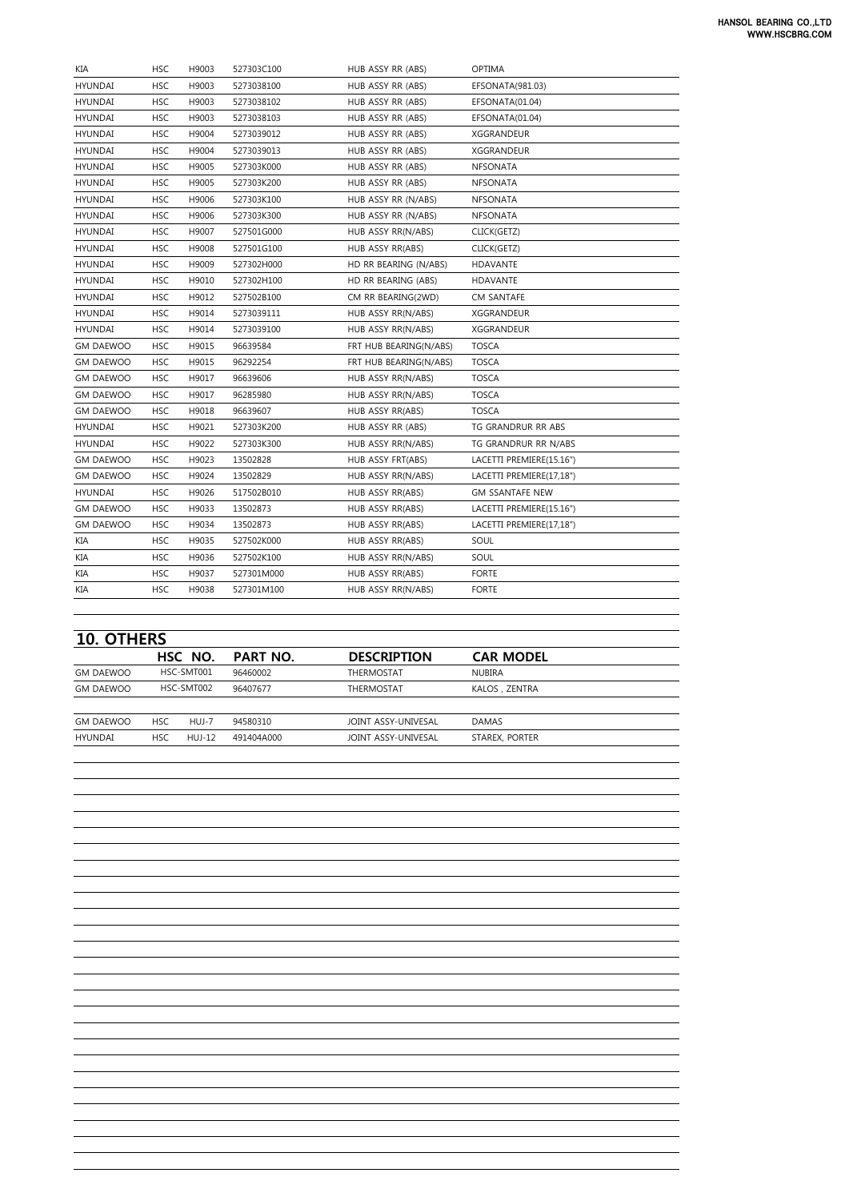| | | | | | |
|---|---|---|---|---|---|
| KIA | HSC | H9003 | 527303C100 | HUB ASSY RR (ABS) | OPTIMA |
| HYUNDAI | HSC | H9003 | 5273038100 | HUB ASSY RR (ABS) | EFSONATA(981.03) |
| HYUNDAI | HSC | H9003 | 5273038102 | HUB ASSY RR (ABS) | EFSONATA(01.04) |
| HYUNDAI | HSC | H9003 | 5273038103 | HUB ASSY RR (ABS) | EFSONATA(01.04) |
| HYUNDAI | HSC | H9004 | 5273039012 | HUB ASSY RR (ABS) | XGGRANDEUR |
| HYUNDAI | HSC | H9004 | 5273039013 | HUB ASSY RR (ABS) | XGGRANDEUR |
| HYUNDAI | HSC | H9005 | 527303K000 | HUB ASSY RR (ABS) | NFSONATA |
| HYUNDAI | HSC | H9005 | 527303K200 | HUB ASSY RR (ABS) | NFSONATA |
| HYUNDAI | HSC | H9006 | 527303K100 | HUB ASSY RR (N/ABS) | NFSONATA |
| HYUNDAI | HSC | H9006 | 527303K300 | HUB ASSY RR (N/ABS) | NFSONATA |
| HYUNDAI | HSC | H9007 | 527501G000 | HUB ASSY RR(N/ABS) | CLICK(GETZ) |
| HYUNDAI | HSC | H9008 | 527501G100 | HUB ASSY RR(ABS) | CLICK(GETZ) |
| HYUNDAI | HSC | H9009 | 527302H000 | HD RR BEARING (N/ABS) | HDAVANTE |
| HYUNDAI | HSC | H9010 | 527302H100 | HD RR BEARING (ABS) | HDAVANTE |
| HYUNDAI | HSC | H9012 | 527502B100 | CM RR BEARING(2WD) | CM SANTAFE |
| HYUNDAI | HSC | H9014 | 5273039111 | HUB ASSY RR(N/ABS) | XGGRANDEUR |
| HYUNDAI | HSC | H9014 | 5273039100 | HUB ASSY RR(N/ABS) | XGGRANDEUR |
| GM DAEWOO | HSC | H9015 | 96639584 | FRT HUB BEARING(N/ABS) | TOSCA |
| GM DAEWOO | HSC | H9015 | 96292254 | FRT HUB BEARING(N/ABS) | TOSCA |
| GM DAEWOO | HSC | H9017 | 96639606 | HUB ASSY RR(N/ABS) | TOSCA |
| GM DAEWOO | HSC | H9017 | 96285980 | HUB ASSY RR(N/ABS) | TOSCA |
| GM DAEWOO | HSC | H9018 | 96639607 | HUB ASSY RR(ABS) | TOSCA |
| HYUNDAI | HSC | H9021 | 527303K200 | HUB ASSY RR (ABS) | TG GRANDRUR RR ABS |
| HYUNDAI | HSC | H9022 | 527303K300 | HUB ASSY RR(N/ABS) | TG GRANDRUR RR N/ABS |
| GM DAEWOO | HSC | H9023 | 13502828 | HUB ASSY FRT(ABS) | LACETTI PREMIERE(15.16") |
| GM DAEWOO | HSC | H9024 | 13502829 | HUB ASSY RR(N/ABS) | LACETTI PREMIERE(17,18") |
| HYUNDAI | HSC | H9026 | 517502B010 | HUB ASSY RR(ABS) | GM SSANTAFE NEW |
| GM DAEWOO | HSC | H9033 | 13502873 | HUB ASSY RR(ABS) | LACETTI PREMIERE(15.16") |
| GM DAEWOO | HSC | H9034 | 13502873 | HUB ASSY RR(ABS) | LACETTI PREMIERE(17,18") |
| KIA | HSC | H9035 | 527502K000 | HUB ASSY RR(ABS) | SOUL |
| KIA | HSC | H9036 | 527502K100 | HUB ASSY RR(N/ABS) | SOUL |
| KIA | HSC | H9037 | 527301M000 | HUB ASSY RR(ABS) | FORTE |
| KIA | HSC | H9038 | 527301M100 | HUB ASSY RR(N/ABS) | FORTE |

## 10. OTHERS

| | HSC NO. | PART NO. | DESCRIPTION | CAR MODEL |
|---|---|---|---|---|
| GM DAEWOO | HSC-SMT001 | 96460002 | THERMOSTAT | NUBIRA |
| GM DAEWOO | HSC-SMT002 | 96407677 | THERMOSTAT | KALOS , ZENTRA |
| GM DAEWOO | HSC HUJ-7 | 94580310 | JOINT ASSY-UNIVESAL | DAMAS |
| HYUNDAI | HSC HUJ-12 | 491404A000 | JOINT ASSY-UNIVESAL | STAREX, PORTER |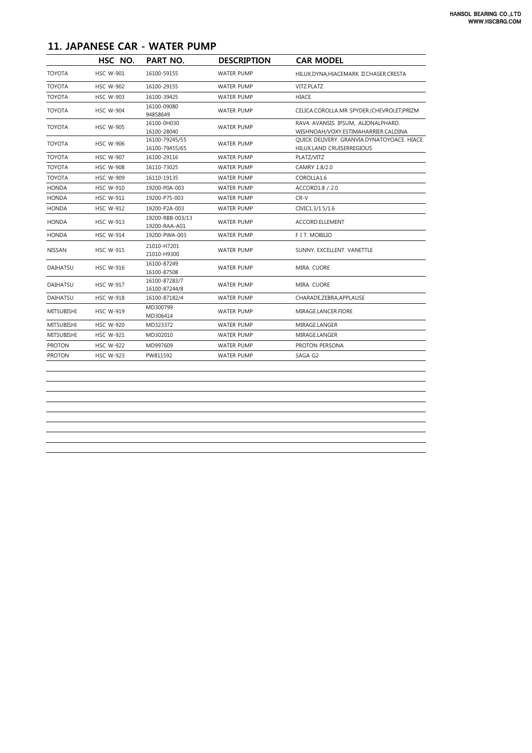## 11. JAPANESE CAR - WATER PUMP

| | HSC NO. | PART NO. | DESCRIPTION | CAR MODEL |
|---|---|---|---|---|
| TOYOTA | HSC W-901 | 16100-59155 | WATER PUMP | HILUX,DYNA,HIACEMARK ⅡCHASER.CRESTA |
| TOYOTA | HSC W-902 | 16100-29155 | WATER PUMP | VITZ.PLATZ |
| TOYOTA | HSC W-903 | 16100-39425 | WATER PUMP | HIACE |
| TOYOTA | HSC W-904 | 16100-09080<br>94858649 | WATER PUMP | CELICA.COROLLA.MR SPYDER.(CHEVROLET)PRIZM |
| TOYOTA | HSC W-905 | 16100-0H030<br>16100-28040 | WATER PUMP | RAV4. AVANSIS. IPSUM,. ALIONALPHARD.<br>WISHNOAH/VOXY.ESTIMAHARRIER.CALDINA |
| TOYOTA | HSC W-906 | 16100-79245/55<br>16100-79455/65 | WATER PUMP | QUICK DELIVERY. GRANVIA.DYNATOYOACE. HIACE.<br>HILUX.LAND CRUISERREGIOUS |
| TOYOTA | HSC W-907 | 16100-29116 | WATER PUMP | PLATZ/VITZ |
| TOYOTA | HSC W-908 | 16110-73025 | WATER PUMP | CAMRY 1.8/2.0 |
| TOYOTA | HSC W-909 | 16110-19135 | WATER PUMP | COROLLA1.6 |
| HONDA | HSC W-910 | 19200-P0A-003 | WATER PUMP | ACCORD1.8 / 2.0 |
| HONDA | HSC W-911 | 19200-P75-003 | WATER PUMP | CR-V |
| HONDA | HSC W-912 | 19200-P2A-003 | WATER PUMP | CIVIC1.3/1.5/1.6 |
| HONDA | HSC W-913 | 19200-RBB-003/13<br>19200-RAA-A01 | WATER PUMP | ACCORD.ELLEMENT |
| HONDA | HSC W-914 | 19200-PWA-003 | WATER PUMP | F I T. MOBILIO |
| NISSAN | HSC W-915 | 21010-H7201<br>21010-H9300 | WATER PUMP | SUNNY. EXCELLENT. VANETTLE |
| DAIHATSU | HSC W-916 | 16100-87249<br>16100-87508 | WATER PUMP | MIRA. CUORE |
| DAIHATSU | HSC W-917 | 16100-87283/7<br>16100-87244/8 | WATER PUMP | MIRA. CUORE |
| DAIHATSU | HSC W-918 | 16100-87182/4 | WATER PUMP | CHARADE,ZEBRA,APPLAUSE |
| MITSUBISHI | HSC W-919 | MD300799<br>MD306414 | WATER PUMP | MIRAGE.LANCER.FIORE |
| MITSUBISHI | HSC W-920 | MD323372 | WATER PUMP | MIRAGE.LANGER |
| MITSUBISHI | HSC W-921 | MD302010 | WATER PUMP | MIRAGE.LANGER |
| PROTON | HSC W-922 | MD997609 | WATER PUMP | PROTON PERSONA |
| PROTON | HSC W-923 | PW811592 | WATER PUMP | SAGA G2 |